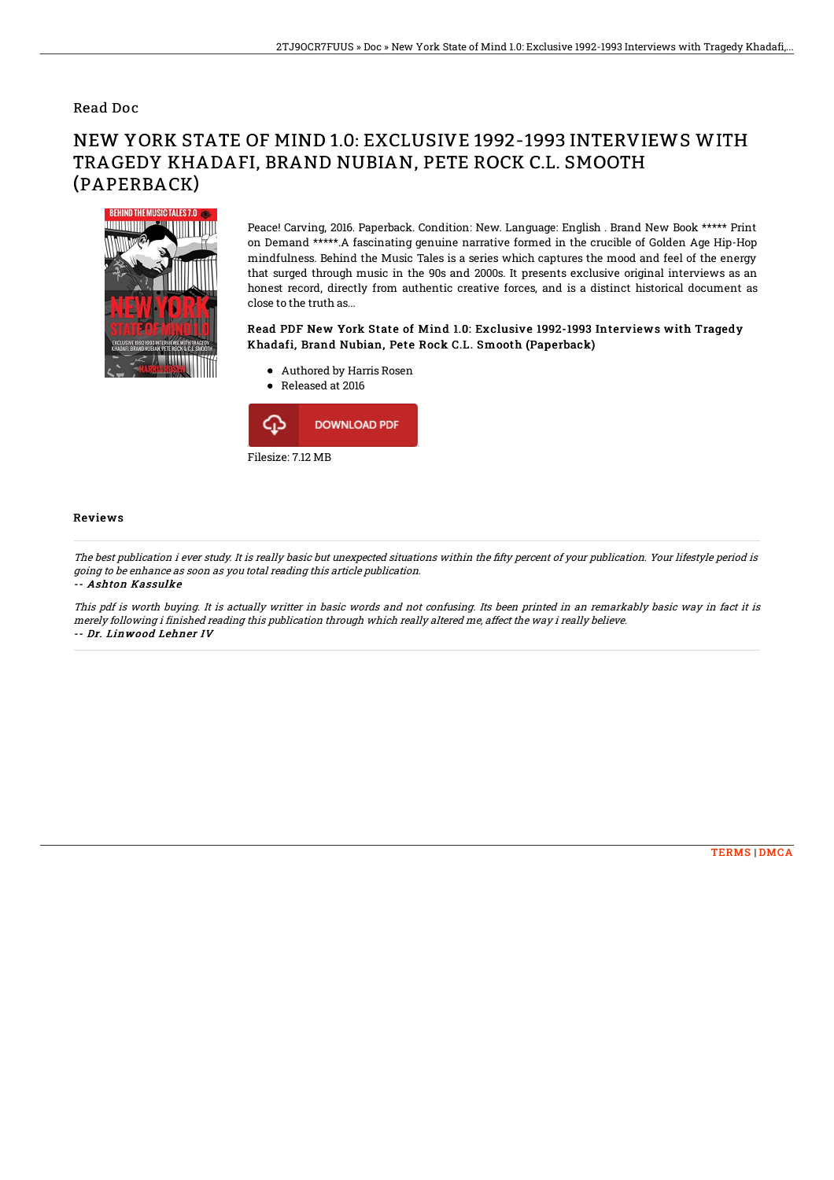Read Doc

# NEW YORK STATE OF MIND 1.0: EXCLUSIVE 1992-1993 INTERVIEWS WITH TRAGEDY KHADAFI, BRAND NUBIAN, PETE ROCK C.L. SMOOTH (PAPERBACK)

Peace! Carving, 2016. Paperback. Condition: New. Language: English . Brand New Book ***** Print on Demand *****.A fascinating genuine narrative formed in the crucible of Golden Age Hip-Hop mindfulness. Behind the Music Tales is a series which captures the mood and feel of the energy that surged through music in the 90s and 2000s. It presents exclusive original interviews as an honest record, directly from authentic creative forces, and is a distinct historical document as close to the truth as...

### Read PDF New York State of Mind 1.0: Exclusive 1992-1993 Interviews with Tragedy Khadafi, Brand Nubian, Pete Rock C.L. Smooth (Paperback)

- Authored by Harris Rosen
- Released at 2016

DOWNLOAD PDF

Filesize: 7.12 MB

## Reviews

*The best publication i ever study. It is really basic but unexpected situations within the fifty percent of your publication. Your lifestyle period is going to be enhance as soon as you total reading this article publication.*

*-- Ashton Kassulke*

*This pdf is worth buying. It is actually writter in basic words and not confusing. Its been printed in an remarkably basic way in fact it is merely following i finished reading this publication through which really altered me, affect the way i really believe.*

*-- Dr. Linwood Lehner IV*

TERMS | DMCA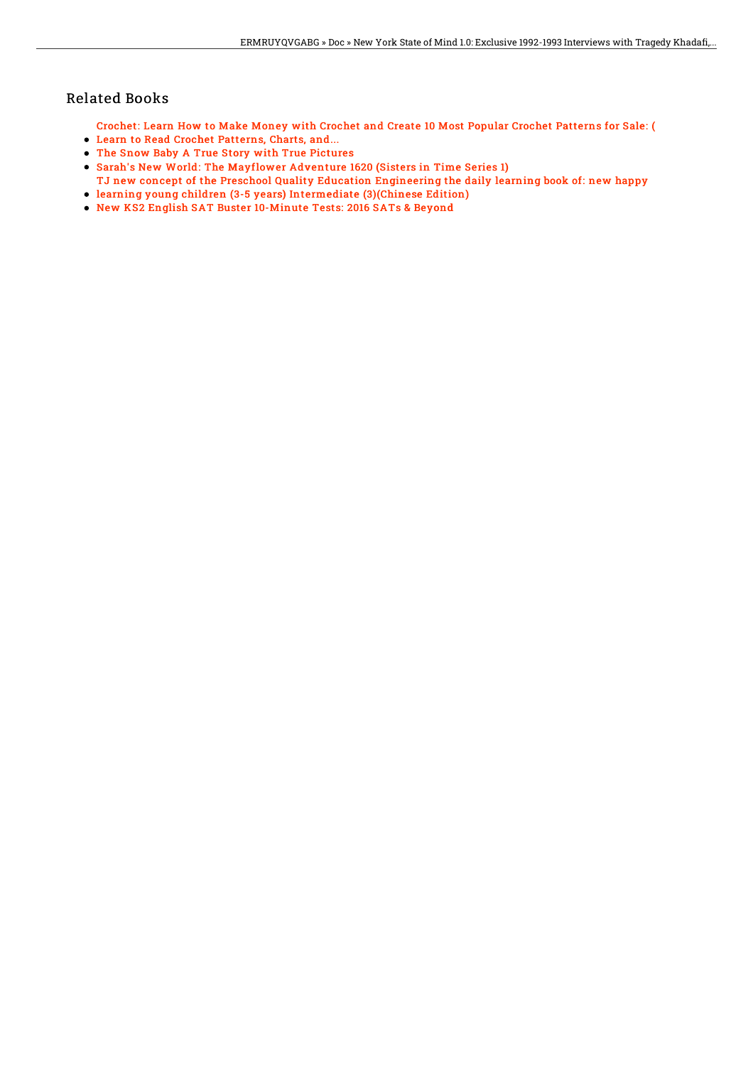## Related Books

- Crochet: Learn How to Make Money with Crochet and Create 10 Most Popular Crochet Patterns for Sale: ( Learn to Read Crochet Patterns, Charts, and...
- The Snow Baby A True Story with True Pictures
- Sarah's New World: The Mayflower Adventure 1620 (Sisters in Time Series 1)
- TJ new concept of the Preschool Quality Education Engineering the daily learning book of: new happy learning young children (3-5 years) Intermediate (3)(Chinese Edition)
- New KS2 English SAT Buster 10-Minute Tests: 2016 SATs & Beyond